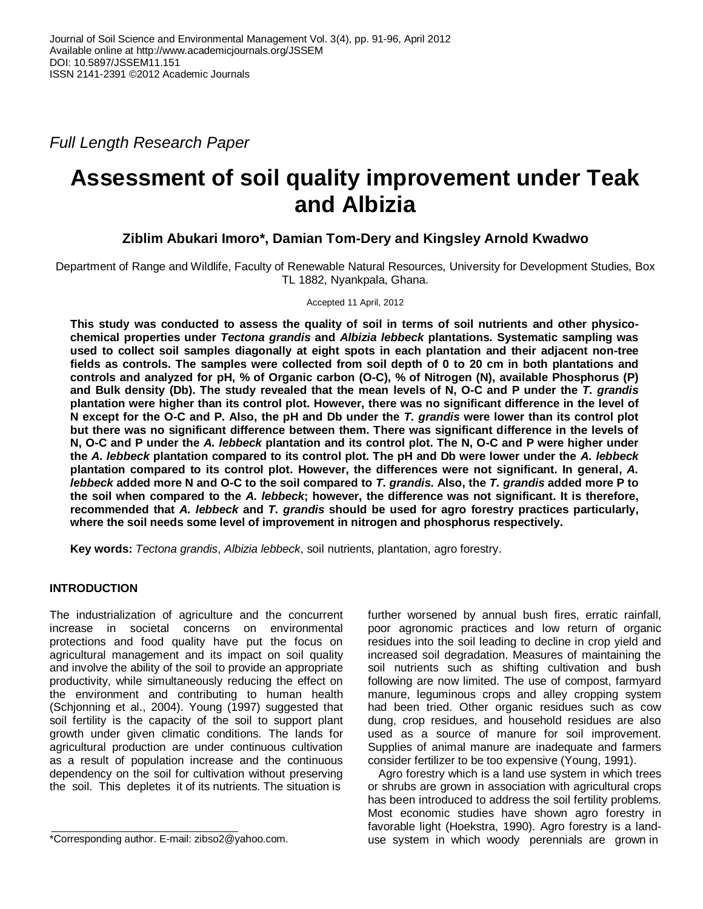*Full Length Research Paper*

# Assessment of soil quality improvement under Teak and Albizia

**Ziblim Abukari Imoro\*, Damian Tom-Dery and Kingsley Arnold Kwadwo**

Department of Range and Wildlife, Faculty of Renewable Natural Resources, University for Development Studies, Box TL 1882, Nyankpala, Ghana.

Accepted 11 April, 2012

**This study was conducted to assess the quality of soil in terms of soil nutrients and other physico-chemical properties under *Tectona grandis* and *Albizia lebbeck* plantations. Systematic sampling was used to collect soil samples diagonally at eight spots in each plantation and their adjacent non-tree fields as controls. The samples were collected from soil depth of 0 to 20 cm in both plantations and controls and analyzed for pH, % of Organic carbon (O-C), % of Nitrogen (N), available Phosphorus (P) and Bulk density (Db). The study revealed that the mean levels of N, O-C and P under the *T. grandis* plantation were higher than its control plot. However, there was no significant difference in the level of N except for the O-C and P. Also, the pH and Db under the *T. grandis* were lower than its control plot but there was no significant difference between them. There was significant difference in the levels of N, O-C and P under the *A. lebbeck* plantation and its control plot. The N, O-C and P were higher under the *A. lebbeck* plantation compared to its control plot. The pH and Db were lower under the *A. lebbeck* plantation compared to its control plot. However, the differences were not significant. In general, *A. lebbeck* added more N and O-C to the soil compared to *T. grandis*. Also, the *T. grandis* added more P to the soil when compared to the *A. lebbeck*; however, the difference was not significant. It is therefore, recommended that *A. lebbeck* and *T. grandis* should be used for agro forestry practices particularly, where the soil needs some level of improvement in nitrogen and phosphorus respectively.**

**Key words:** *Tectona grandis*, *Albizia lebbeck*, soil nutrients, plantation, agro forestry.

## INTRODUCTION

The industrialization of agriculture and the concurrent increase in societal concerns on environmental protections and food quality have put the focus on agricultural management and its impact on soil quality and involve the ability of the soil to provide an appropriate productivity, while simultaneously reducing the effect on the environment and contributing to human health (Schjonning et al., 2004). Young (1997) suggested that soil fertility is the capacity of the soil to support plant growth under given climatic conditions. The lands for agricultural production are under continuous cultivation as a result of population increase and the continuous dependency on the soil for cultivation without preserving the soil. This depletes it of its nutrients. The situation is further worsened by annual bush fires, erratic rainfall, poor agronomic practices and low return of organic residues into the soil leading to decline in crop yield and increased soil degradation. Measures of maintaining the soil nutrients such as shifting cultivation and bush following are now limited. The use of compost, farmyard manure, leguminous crops and alley cropping system had been tried. Other organic residues such as cow dung, crop residues, and household residues are also used as a source of manure for soil improvement. Supplies of animal manure are inadequate and farmers consider fertilizer to be too expensive (Young, 1991).

Agro forestry which is a land use system in which trees or shrubs are grown in association with agricultural crops has been introduced to address the soil fertility problems. Most economic studies have shown agro forestry in favorable light (Hoekstra, 1990). Agro forestry is a land-use system in which woody perennials are grown in

\*Corresponding author. E-mail: zibso2@yahoo.com.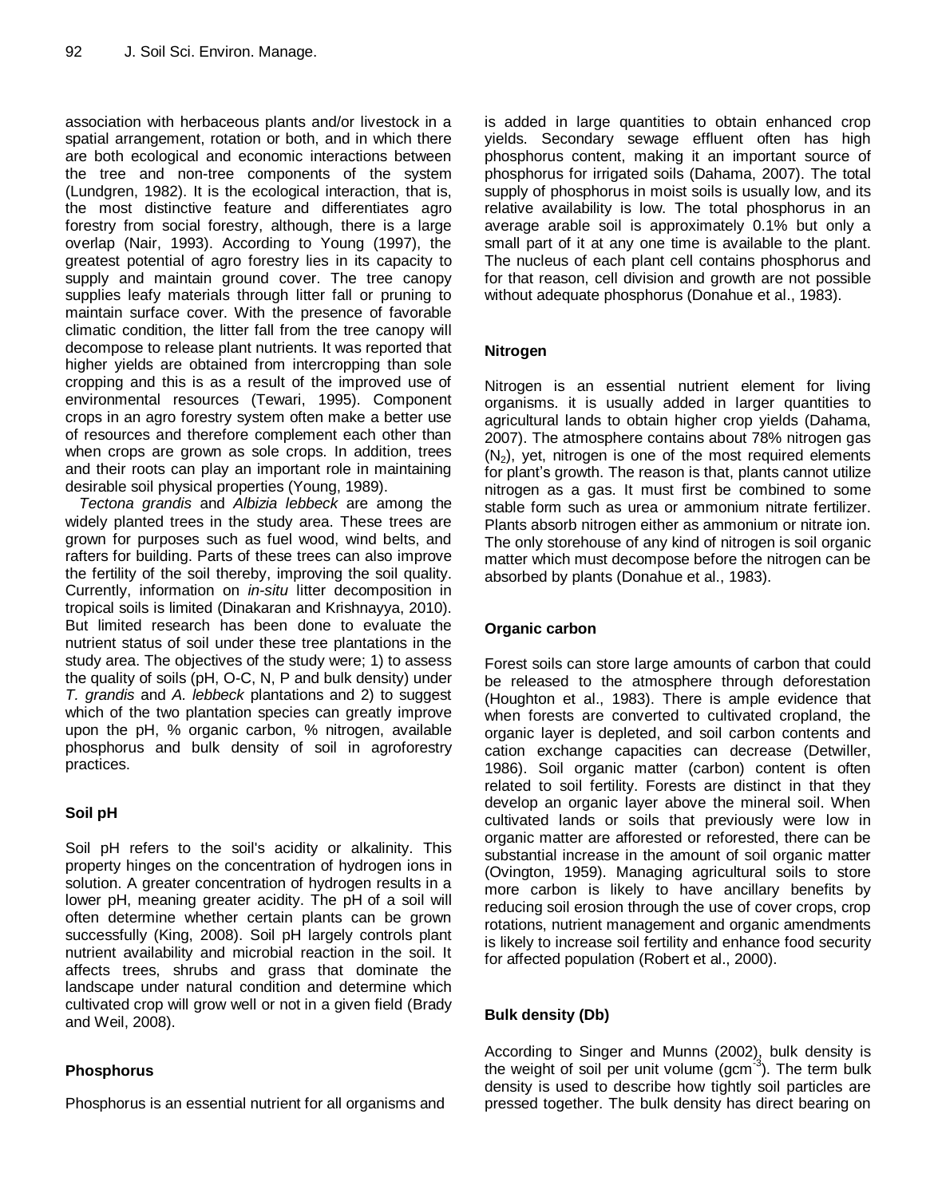association with herbaceous plants and/or livestock in a spatial arrangement, rotation or both, and in which there are both ecological and economic interactions between the tree and non-tree components of the system (Lundgren, 1982). It is the ecological interaction, that is, the most distinctive feature and differentiates agro forestry from social forestry, although, there is a large overlap (Nair, 1993). According to Young (1997), the greatest potential of agro forestry lies in its capacity to supply and maintain ground cover. The tree canopy supplies leafy materials through litter fall or pruning to maintain surface cover. With the presence of favorable climatic condition, the litter fall from the tree canopy will decompose to release plant nutrients. It was reported that higher yields are obtained from intercropping than sole cropping and this is as a result of the improved use of environmental resources (Tewari, 1995). Component crops in an agro forestry system often make a better use of resources and therefore complement each other than when crops are grown as sole crops. In addition, trees and their roots can play an important role in maintaining desirable soil physical properties (Young, 1989).

*Tectona grandis* and *Albizia lebbeck* are among the widely planted trees in the study area. These trees are grown for purposes such as fuel wood, wind belts, and rafters for building. Parts of these trees can also improve the fertility of the soil thereby, improving the soil quality. Currently, information on *in-situ* litter decomposition in tropical soils is limited (Dinakaran and Krishnayya, 2010). But limited research has been done to evaluate the nutrient status of soil under these tree plantations in the study area. The objectives of the study were; 1) to assess the quality of soils (pH, O-C, N, P and bulk density) under *T. grandis* and *A. lebbeck* plantations and 2) to suggest which of the two plantation species can greatly improve upon the pH, % organic carbon, % nitrogen, available phosphorus and bulk density of soil in agroforestry practices.

## Soil pH

Soil pH refers to the soil's acidity or alkalinity. This property hinges on the concentration of hydrogen ions in solution. A greater concentration of hydrogen results in a lower pH, meaning greater acidity. The pH of a soil will often determine whether certain plants can be grown successfully (King, 2008). Soil pH largely controls plant nutrient availability and microbial reaction in the soil. It affects trees, shrubs and grass that dominate the landscape under natural condition and determine which cultivated crop will grow well or not in a given field (Brady and Weil, 2008).

## Phosphorus

Phosphorus is an essential nutrient for all organisms and is added in large quantities to obtain enhanced crop yields. Secondary sewage effluent often has high phosphorus content, making it an important source of phosphorus for irrigated soils (Dahama, 2007). The total supply of phosphorus in moist soils is usually low, and its relative availability is low. The total phosphorus in an average arable soil is approximately 0.1% but only a small part of it at any one time is available to the plant. The nucleus of each plant cell contains phosphorus and for that reason, cell division and growth are not possible without adequate phosphorus (Donahue et al., 1983).

## Nitrogen

Nitrogen is an essential nutrient element for living organisms. it is usually added in larger quantities to agricultural lands to obtain higher crop yields (Dahama, 2007). The atmosphere contains about 78% nitrogen gas ($N_2$), yet, nitrogen is one of the most required elements for plant's growth. The reason is that, plants cannot utilize nitrogen as a gas. It must first be combined to some stable form such as urea or ammonium nitrate fertilizer. Plants absorb nitrogen either as ammonium or nitrate ion. The only storehouse of any kind of nitrogen is soil organic matter which must decompose before the nitrogen can be absorbed by plants (Donahue et al., 1983).

## Organic carbon

Forest soils can store large amounts of carbon that could be released to the atmosphere through deforestation (Houghton et al., 1983). There is ample evidence that when forests are converted to cultivated cropland, the organic layer is depleted, and soil carbon contents and cation exchange capacities can decrease (Detwiller, 1986). Soil organic matter (carbon) content is often related to soil fertility. Forests are distinct in that they develop an organic layer above the mineral soil. When cultivated lands or soils that previously were low in organic matter are afforested or reforested, there can be substantial increase in the amount of soil organic matter (Ovington, 1959). Managing agricultural soils to store more carbon is likely to have ancillary benefits by reducing soil erosion through the use of cover crops, crop rotations, nutrient management and organic amendments is likely to increase soil fertility and enhance food security for affected population (Robert et al., 2000).

## Bulk density (Db)

According to Singer and Munns (2002), bulk density is the weight of soil per unit volume ($gcm^{-3}$). The term bulk density is used to describe how tightly soil particles are pressed together. The bulk density has direct bearing on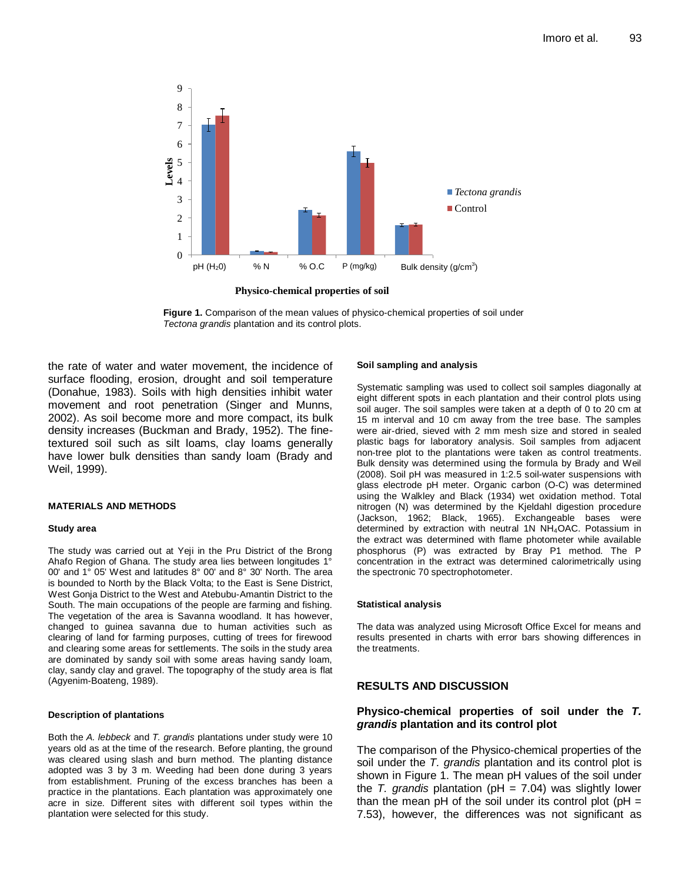**Figure 1.** Comparison of the mean values of physico-chemical properties of soil under *Tectona grandis* plantation and its control plots.

the rate of water and water movement, the incidence of surface flooding, erosion, drought and soil temperature (Donahue, 1983). Soils with high densities inhibit water movement and root penetration (Singer and Munns, 2002). As soil become more and more compact, its bulk density increases (Buckman and Brady, 1952). The fine-textured soil such as silt loams, clay loams generally have lower bulk densities than sandy loam (Brady and Weil, 1999).

## MATERIALS AND METHODS

### Study area

The study was carried out at Yeji in the Pru District of the Brong Ahafo Region of Ghana. The study area lies between longitudes 1° 00' and 1° 05' West and latitudes 8° 00' and 8° 30' North. The area is bounded to North by the Black Volta; to the East is Sene District, West Gonja District to the West and Atebubu-Amantin District to the South. The main occupations of the people are farming and fishing. The vegetation of the area is Savanna woodland. It has however, changed to guinea savanna due to human activities such as clearing of land for farming purposes, cutting of trees for firewood and clearing some areas for settlements. The soils in the study area are dominated by sandy soil with some areas having sandy loam, clay, sandy clay and gravel. The topography of the study area is flat (Agyenim-Boateng, 1989).

### Description of plantations

Both the *A. lebbeck* and *T. grandis* plantations under study were 10 years old as at the time of the research. Before planting, the ground was cleared using slash and burn method. The planting distance adopted was 3 by 3 m. Weeding had been done during 3 years from establishment. Pruning of the excess branches has been a practice in the plantations. Each plantation was approximately one acre in size. Different sites with different soil types within the plantation were selected for this study.

### Soil sampling and analysis

Systematic sampling was used to collect soil samples diagonally at eight different spots in each plantation and their control plots using soil auger. The soil samples were taken at a depth of 0 to 20 cm at 15 m interval and 10 cm away from the tree base. The samples were air-dried, sieved with 2 mm mesh size and stored in sealed plastic bags for laboratory analysis. Soil samples from adjacent non-tree plot to the plantations were taken as control treatments. Bulk density was determined using the formula by Brady and Weil (2008). Soil pH was measured in 1:2.5 soil-water suspensions with glass electrode pH meter. Organic carbon (O-C) was determined using the Walkley and Black (1934) wet oxidation method. Total nitrogen (N) was determined by the Kjeldahl digestion procedure (Jackson, 1962; Black, 1965). Exchangeable bases were determined by extraction with neutral 1N $NH_4OAC$. Potassium in the extract was determined with flame photometer while available phosphorus (P) was extracted by Bray P1 method. The P concentration in the extract was determined calorimetrically using the spectronic 70 spectrophotometer.

### Statistical analysis

The data was analyzed using Microsoft Office Excel for means and results presented in charts with error bars showing differences in the treatments.

## RESULTS AND DISCUSSION

### Physico-chemical properties of soil under the *T. grandis* plantation and its control plot

The comparison of the Physico-chemical properties of the soil under the *T. grandis* plantation and its control plot is shown in Figure 1. The mean pH values of the soil under the *T. grandis* plantation (pH = 7.04) was slightly lower than the mean pH of the soil under its control plot (pH = 7.53), however, the differences was not significant as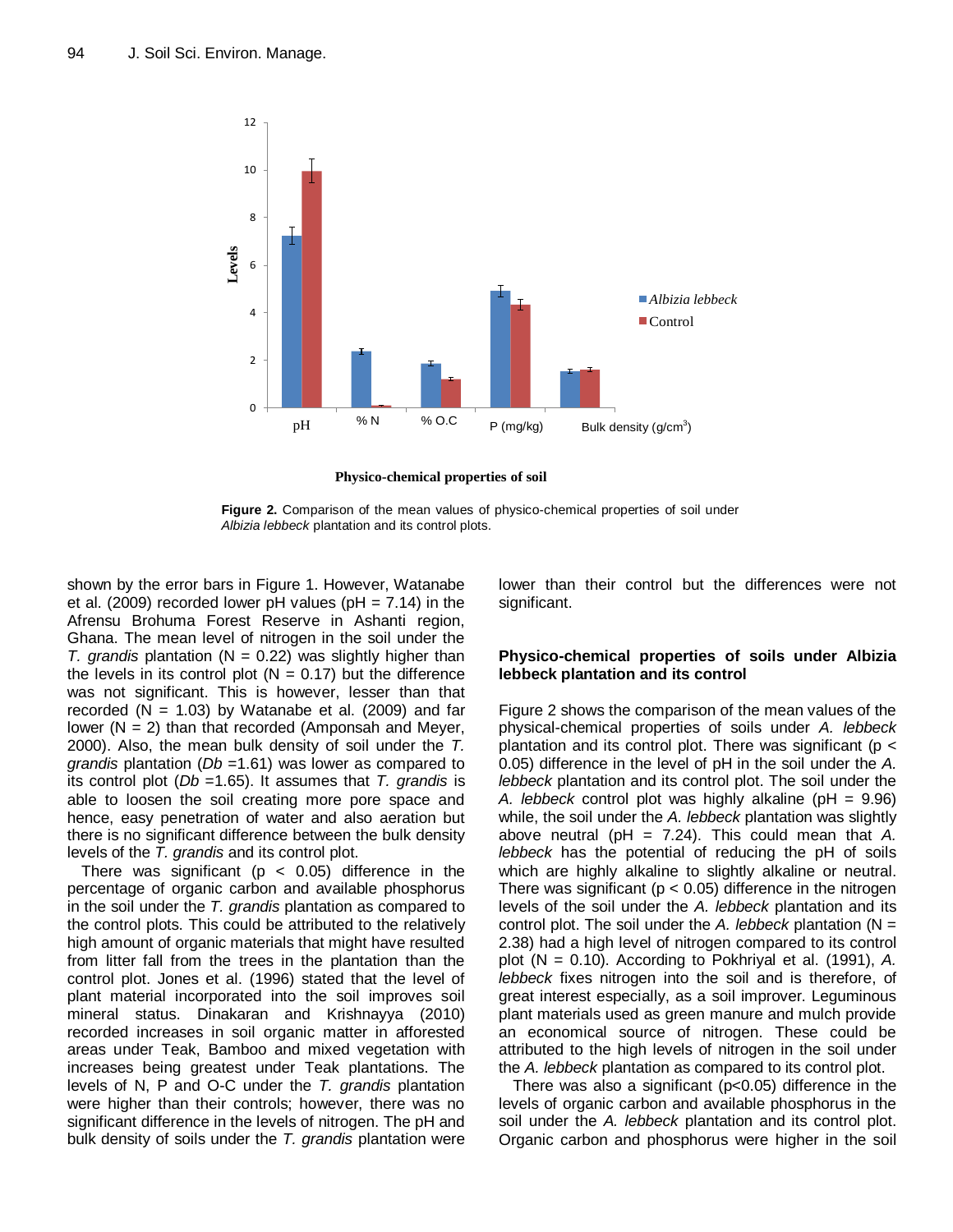Physico-chemical properties of soil

**Figure 2.** Comparison of the mean values of physico-chemical properties of soil under *Albizia lebbeck* plantation and its control plots.

shown by the error bars in Figure 1. However, Watanabe et al. (2009) recorded lower pH values (pH = 7.14) in the Afrensu Brohuma Forest Reserve in Ashanti region, Ghana. The mean level of nitrogen in the soil under the *T. grandis* plantation (N = 0.22) was slightly higher than the levels in its control plot (N = 0.17) but the difference was not significant. This is however, lesser than that recorded (N = 1.03) by Watanabe et al. (2009) and far lower (N = 2) than that recorded (Amponsah and Meyer, 2000). Also, the mean bulk density of soil under the *T. grandis* plantation (*Db* =1.61) was lower as compared to its control plot (*Db* =1.65). It assumes that *T. grandis* is able to loosen the soil creating more pore space and hence, easy penetration of water and also aeration but there is no significant difference between the bulk density levels of the *T. grandis* and its control plot.

There was significant ($p < 0.05$) difference in the percentage of organic carbon and available phosphorus in the soil under the *T. grandis* plantation as compared to the control plots. This could be attributed to the relatively high amount of organic materials that might have resulted from litter fall from the trees in the plantation than the control plot. Jones et al. (1996) stated that the level of plant material incorporated into the soil improves soil mineral status. Dinakaran and Krishnayya (2010) recorded increases in soil organic matter in afforested areas under Teak, Bamboo and mixed vegetation with increases being greatest under Teak plantations. The levels of N, P and O-C under the *T. grandis* plantation were higher than their controls; however, there was no significant difference in the levels of nitrogen. The pH and bulk density of soils under the *T. grandis* plantation were lower than their control but the differences were not significant.

## Physico-chemical properties of soils under Albizia lebbeck plantation and its control

Figure 2 shows the comparison of the mean values of the physical-chemical properties of soils under *A. lebbeck* plantation and its control plot. There was significant ($p < 0.05$) difference in the level of pH in the soil under the *A. lebbeck* plantation and its control plot. The soil under the *A. lebbeck* control plot was highly alkaline (pH = 9.96) while, the soil under the *A. lebbeck* plantation was slightly above neutral (pH = 7.24). This could mean that *A. lebbeck* has the potential of reducing the pH of soils which are highly alkaline to slightly alkaline or neutral. There was significant ($p < 0.05$) difference in the nitrogen levels of the soil under the *A. lebbeck* plantation and its control plot. The soil under the *A. lebbeck* plantation (N = 2.38) had a high level of nitrogen compared to its control plot (N = 0.10). According to Pokhriyal et al. (1991), *A. lebbeck* fixes nitrogen into the soil and is therefore, of great interest especially, as a soil improver. Leguminous plant materials used as green manure and mulch provide an economical source of nitrogen. These could be attributed to the high levels of nitrogen in the soil under the *A. lebbeck* plantation as compared to its control plot.

There was also a significant ($p<0.05$) difference in the levels of organic carbon and available phosphorus in the soil under the *A. lebbeck* plantation and its control plot. Organic carbon and phosphorus were higher in the soil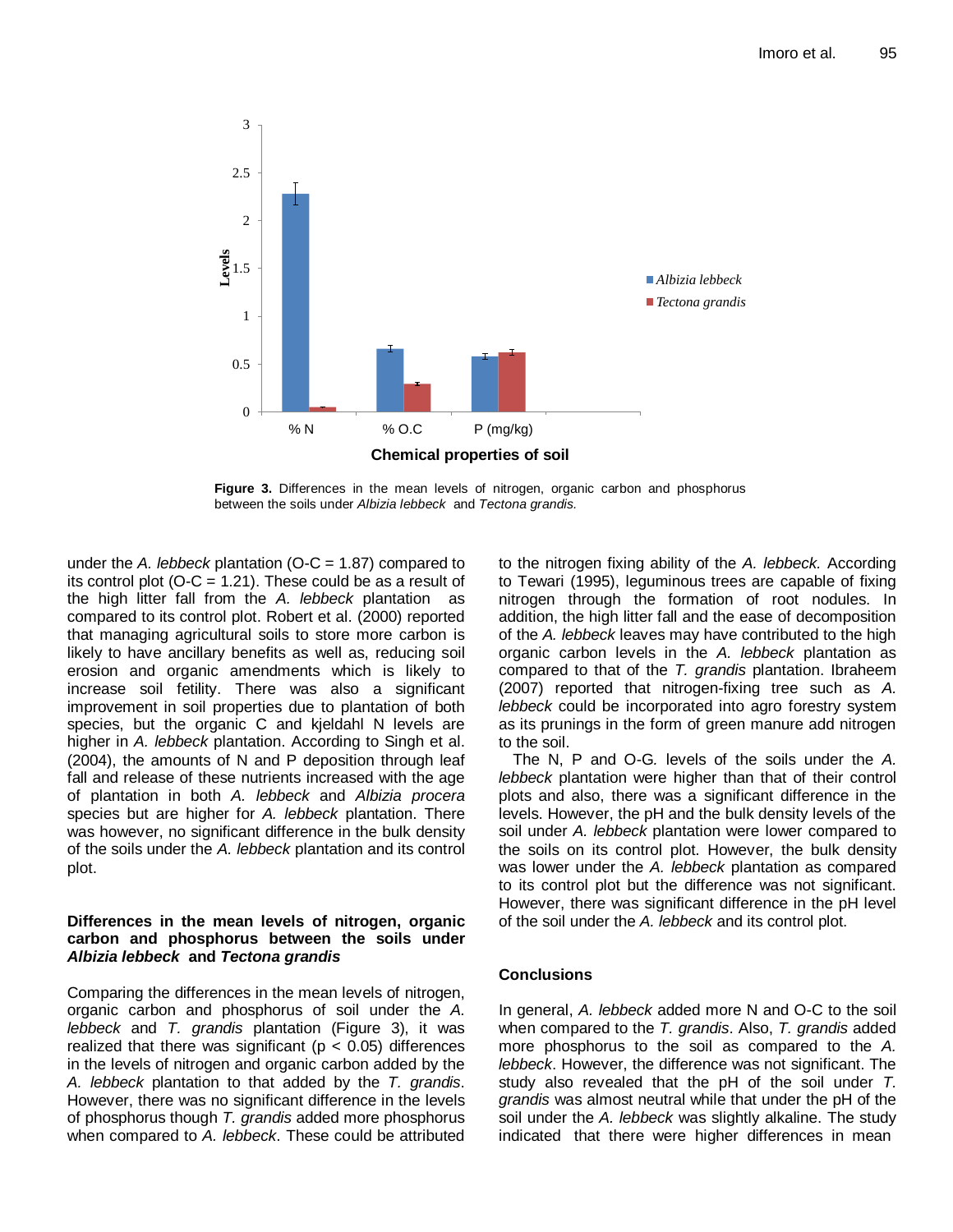**Figure 3.** Differences in the mean levels of nitrogen, organic carbon and phosphorus between the soils under *Albizia lebbeck* and *Tectona grandis.*

under the *A. lebbeck* plantation (O-C = 1.87) compared to its control plot (O-C = 1.21). These could be as a result of the high litter fall from the *A. lebbeck* plantation as compared to its control plot. Robert et al. (2000) reported that managing agricultural soils to store more carbon is likely to have ancillary benefits as well as, reducing soil erosion and organic amendments which is likely to increase soil fetility. There was also a significant improvement in soil properties due to plantation of both species, but the organic C and kjeldahl N levels are higher in *A. lebbeck* plantation. According to Singh et al. (2004), the amounts of N and P deposition through leaf fall and release of these nutrients increased with the age of plantation in both *A. lebbeck* and *Albizia procera* species but are higher for *A. lebbeck* plantation. There was however, no significant difference in the bulk density of the soils under the *A. lebbeck* plantation and its control plot.

### Differences in the mean levels of nitrogen, organic carbon and phosphorus between the soils under *Albizia lebbeck* and *Tectona grandis*

Comparing the differences in the mean levels of nitrogen, organic carbon and phosphorus of soil under the *A. lebbeck* and *T. grandis* plantation (Figure 3), it was realized that there was significant ($p < 0.05$) differences in the levels of nitrogen and organic carbon added by the *A. lebbeck* plantation to that added by the *T. grandis*. However, there was no significant difference in the levels of phosphorus though *T. grandis* added more phosphorus when compared to *A. lebbeck*. These could be attributed to the nitrogen fixing ability of the *A. lebbeck.* According to Tewari (1995), leguminous trees are capable of fixing nitrogen through the formation of root nodules. In addition, the high litter fall and the ease of decomposition of the *A. lebbeck* leaves may have contributed to the high organic carbon levels in the *A. lebbeck* plantation as compared to that of the *T. grandis* plantation. Ibraheem (2007) reported that nitrogen-fixing tree such as *A. lebbeck* could be incorporated into agro forestry system as its prunings in the form of green manure add nitrogen to the soil.

The N, P and O-G. levels of the soils under the *A. lebbeck* plantation were higher than that of their control plots and also, there was a significant difference in the levels. However, the pH and the bulk density levels of the soil under *A. lebbeck* plantation were lower compared to the soils on its control plot. However, the bulk density was lower under the *A. lebbeck* plantation as compared to its control plot but the difference was not significant. However, there was significant difference in the pH level of the soil under the *A. lebbeck* and its control plot.

## Conclusions

In general, *A. lebbeck* added more N and O-C to the soil when compared to the *T. grandis*. Also, *T. grandis* added more phosphorus to the soil as compared to the *A. lebbeck*. However, the difference was not significant. The study also revealed that the pH of the soil under *T. grandis* was almost neutral while that under the pH of the soil under the *A. lebbeck* was slightly alkaline. The study indicated that there were higher differences in mean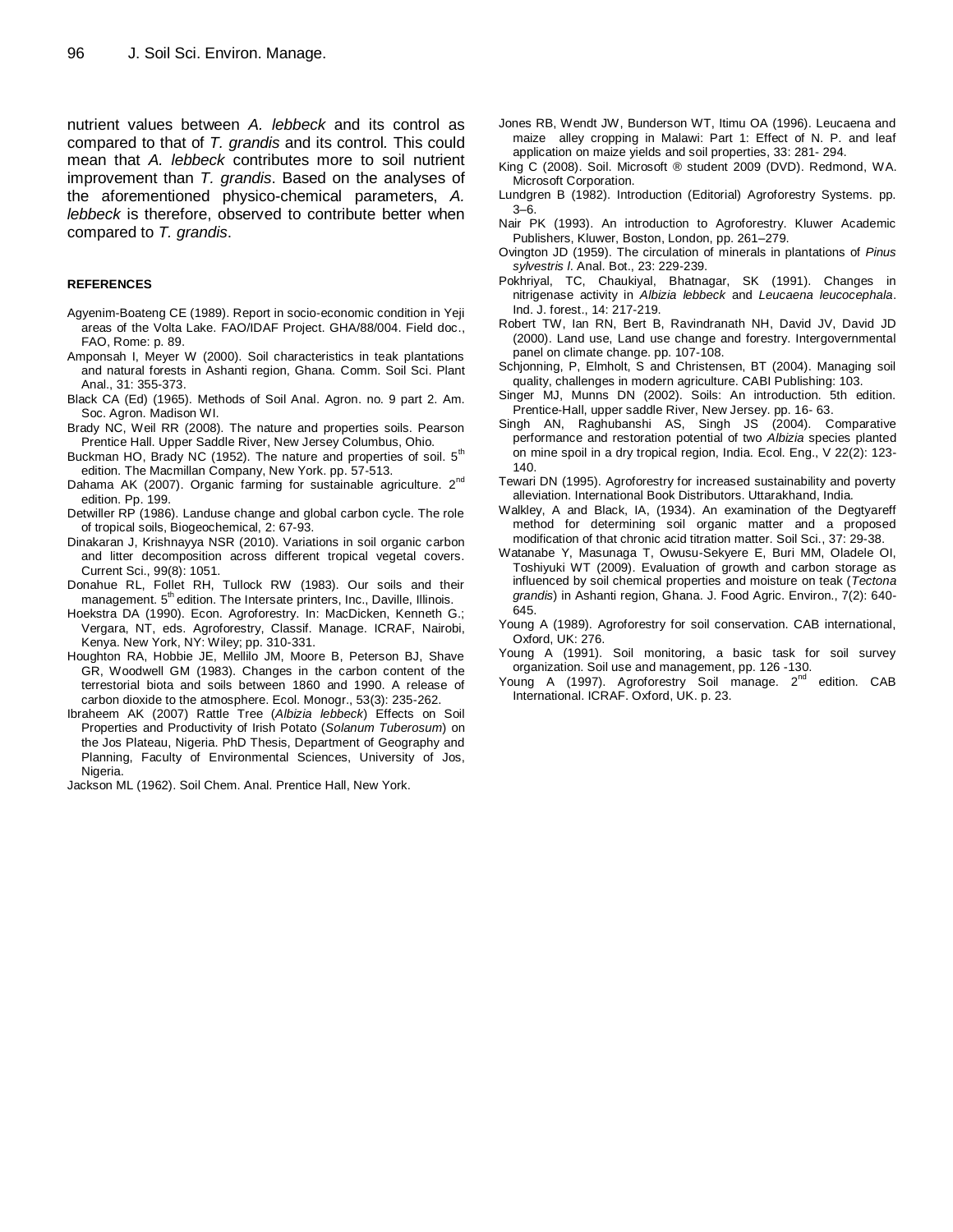nutrient values between *A. lebbeck* and its control as compared to that of *T. grandis* and its control. This could mean that *A. lebbeck* contributes more to soil nutrient improvement than *T. grandis*. Based on the analyses of the aforementioned physico-chemical parameters, *A. lebbeck* is therefore, observed to contribute better when compared to *T. grandis*.

## REFERENCES

Agyenim-Boateng CE (1989). Report in socio-economic condition in Yeji areas of the Volta Lake. FAO/IDAF Project. GHA/88/004. Field doc., FAO, Rome: p. 89.

Amponsah I, Meyer W (2000). Soil characteristics in teak plantations and natural forests in Ashanti region, Ghana. Comm. Soil Sci. Plant Anal., 31: 355-373.

Black CA (Ed) (1965). Methods of Soil Anal. Agron. no. 9 part 2. Am. Soc. Agron. Madison WI.

Brady NC, Weil RR (2008). The nature and properties soils. Pearson Prentice Hall. Upper Saddle River, New Jersey Columbus, Ohio.

Buckman HO, Brady NC (1952). The nature and properties of soil. 5th edition. The Macmillan Company, New York. pp. 57-513.

Dahama AK (2007). Organic farming for sustainable agriculture. 2nd edition. Pp. 199.

Detwiller RP (1986). Landuse change and global carbon cycle. The role of tropical soils, Biogeochemical, 2: 67-93.

Dinakaran J, Krishnayya NSR (2010). Variations in soil organic carbon and litter decomposition across different tropical vegetal covers. Current Sci., 99(8): 1051.

Donahue RL, Follet RH, Tullock RW (1983). Our soils and their management. 5th edition. The Intersate printers, Inc., Daville, Illinois.

Hoekstra DA (1990). Econ. Agroforestry. In: MacDicken, Kenneth G.; Vergara, NT, eds. Agroforestry, Classif. Manage. ICRAF, Nairobi, Kenya. New York, NY: Wiley; pp. 310-331.

Houghton RA, Hobbie JE, Mellilo JM, Moore B, Peterson BJ, Shave GR, Woodwell GM (1983). Changes in the carbon content of the terrestorial biota and soils between 1860 and 1990. A release of carbon dioxide to the atmosphere. Ecol. Monogr., 53(3): 235-262.

Ibraheem AK (2007) Rattle Tree (*Albizia lebbeck*) Effects on Soil Properties and Productivity of Irish Potato (*Solanum Tuberosum*) on the Jos Plateau, Nigeria. PhD Thesis, Department of Geography and Planning, Faculty of Environmental Sciences, University of Jos, Nigeria.

Jackson ML (1962). Soil Chem. Anal. Prentice Hall, New York.

Jones RB, Wendt JW, Bunderson WT, Itimu OA (1996). Leucaena and maize alley cropping in Malawi: Part 1: Effect of N. P. and leaf application on maize yields and soil properties, 33: 281- 294.

King C (2008). Soil. Microsoft ® student 2009 (DVD). Redmond, WA. Microsoft Corporation.

Lundgren B (1982). Introduction (Editorial) Agroforestry Systems. pp. 3–6.

Nair PK (1993). An introduction to Agroforestry. Kluwer Academic Publishers, Kluwer, Boston, London, pp. 261–279.

Ovington JD (1959). The circulation of minerals in plantations of *Pinus sylvestris l*. Anal. Bot., 23: 229-239.

Pokhriyal, TC, Chaukiyal, Bhatnagar, SK (1991). Changes in nitrigenase activity in *Albizia lebbeck* and *Leucaena leucocephala*. Ind. J. forest., 14: 217-219.

Robert TW, Ian RN, Bert B, Ravindranath NH, David JV, David JD (2000). Land use, Land use change and forestry. Intergovernmental panel on climate change. pp. 107-108.

Schjonning, P, Elmholt, S and Christensen, BT (2004). Managing soil quality, challenges in modern agriculture. CABI Publishing: 103.

Singer MJ, Munns DN (2002). Soils: An introduction. 5th edition. Prentice-Hall, upper saddle River, New Jersey. pp. 16- 63.

Singh AN, Raghubanshi AS, Singh JS (2004). Comparative performance and restoration potential of two *Albizia* species planted on mine spoil in a dry tropical region, India. Ecol. Eng., V 22(2): 123-140.

Tewari DN (1995). Agroforestry for increased sustainability and poverty alleviation. International Book Distributors. Uttarakhand, India.

Walkley, A and Black, IA, (1934). An examination of the Degtyareff method for determining soil organic matter and a proposed modification of that chronic acid titration matter. Soil Sci., 37: 29-38.

Watanabe Y, Masunaga T, Owusu-Sekyere E, Buri MM, Oladele OI, Toshiyuki WT (2009). Evaluation of growth and carbon storage as influenced by soil chemical properties and moisture on teak (*Tectona grandis*) in Ashanti region, Ghana. J. Food Agric. Environ., 7(2): 640-645.

Young A (1989). Agroforestry for soil conservation. CAB international, Oxford, UK: 276.

Young A (1991). Soil monitoring, a basic task for soil survey organization. Soil use and management, pp. 126 -130.

Young A (1997). Agroforestry Soil manage. 2nd edition. CAB International. ICRAF. Oxford, UK. p. 23.